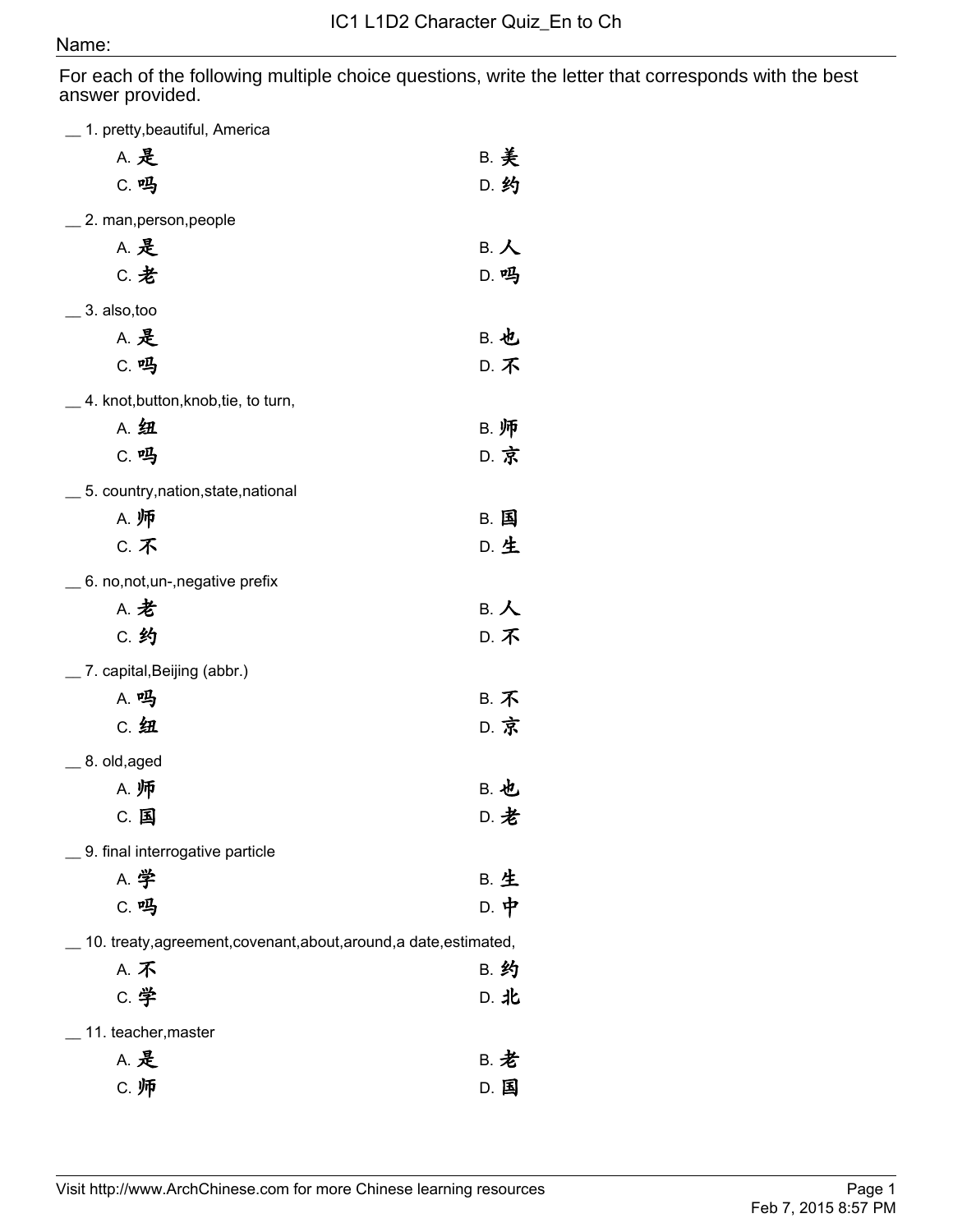# IC1 L1D2 Character Quiz_En to Ch

Name:

For each of the following multiple choice questions, write the letter that corresponds with the best answer provided.

__ 1. pretty,beautiful, America

A. 是　　B. 美
C. 吗　　D. 约

__ 2. man,person,people

A. 是　　B. 人
C. 老　　D. 吗

__ 3. also,too

A. 是　　B. 也
C. 吗　　D. 不

__ 4. knot,button,knob,tie, to turn,

A. 纽　　B. 师
C. 吗　　D. 京

__ 5. country,nation,state,national

A. 师　　B. 国
C. 不　　D. 生

__ 6. no,not,un-,negative prefix

A. 老　　B. 人
C. 约　　D. 不

__ 7. capital,Beijing (abbr.)

A. 吗　　B. 不
C. 纽　　D. 京

__ 8. old,aged

A. 师　　B. 也
C. 国　　D. 老

__ 9. final interrogative particle

A. 学　　B. 生
C. 吗　　D. 中

__ 10. treaty,agreement,covenant,about,around,a date,estimated,

A. 不　　B. 约
C. 学　　D. 北

__ 11. teacher,master

A. 是　　B. 老
C. 师　　D. 国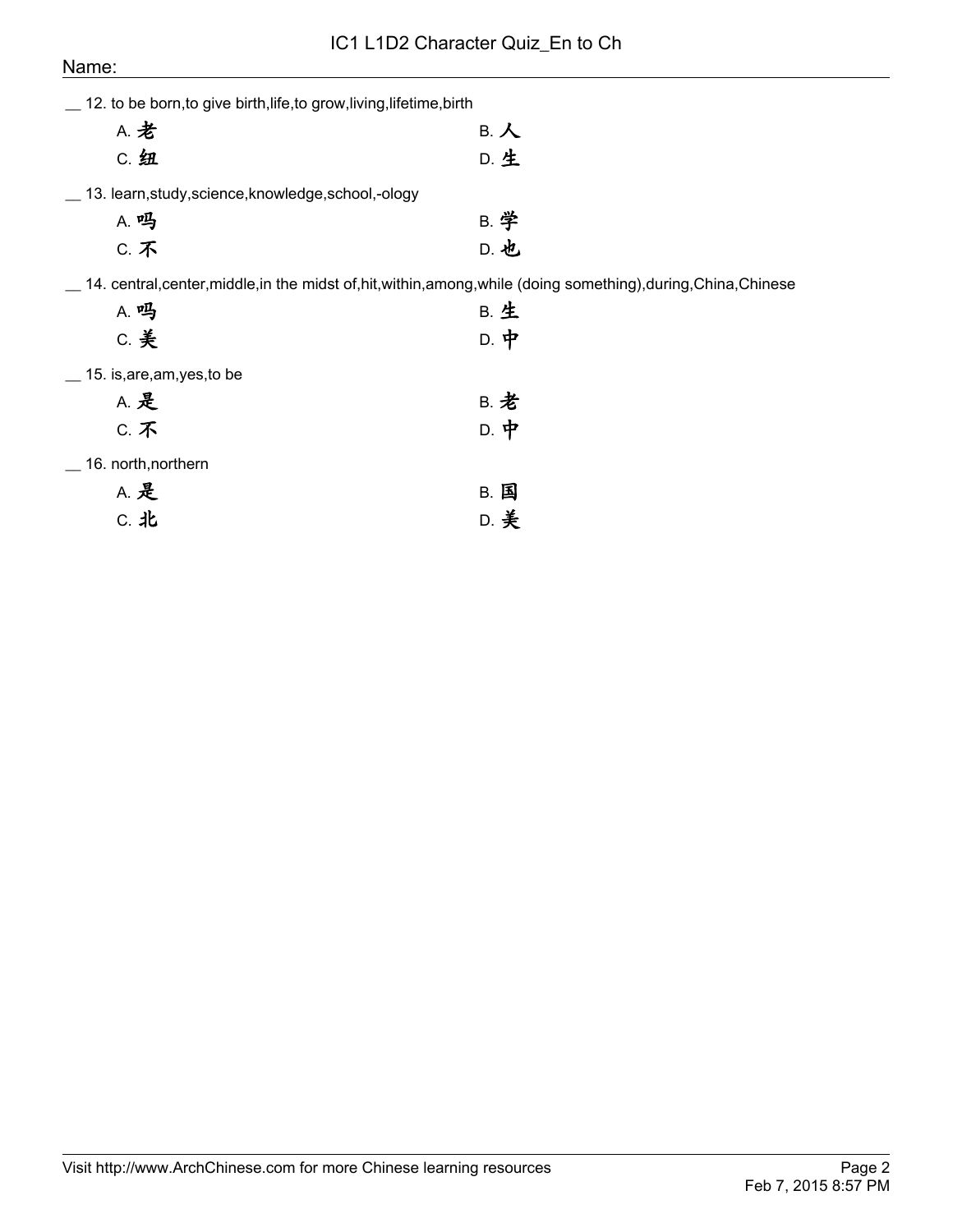Name:

__ 12. to be born,to give birth,life,to grow,living,lifetime,birth

A. 老　　B. 人
C. 纽　　D. 生

__ 13. learn,study,science,knowledge,school,-ology

A. 吗　　B. 学
C. 不　　D. 也

__ 14. central,center,middle,in the midst of,hit,within,among,while (doing something),during,China,Chinese

A. 吗　　B. 生
C. 美　　D. 中

__ 15. is,are,am,yes,to be

A. 是　　B. 老
C. 不　　D. 中

__ 16. north,northern

A. 是　　B. 国
C. 北　　D. 美

Visit http://www.ArchChinese.com for more Chinese learning resources